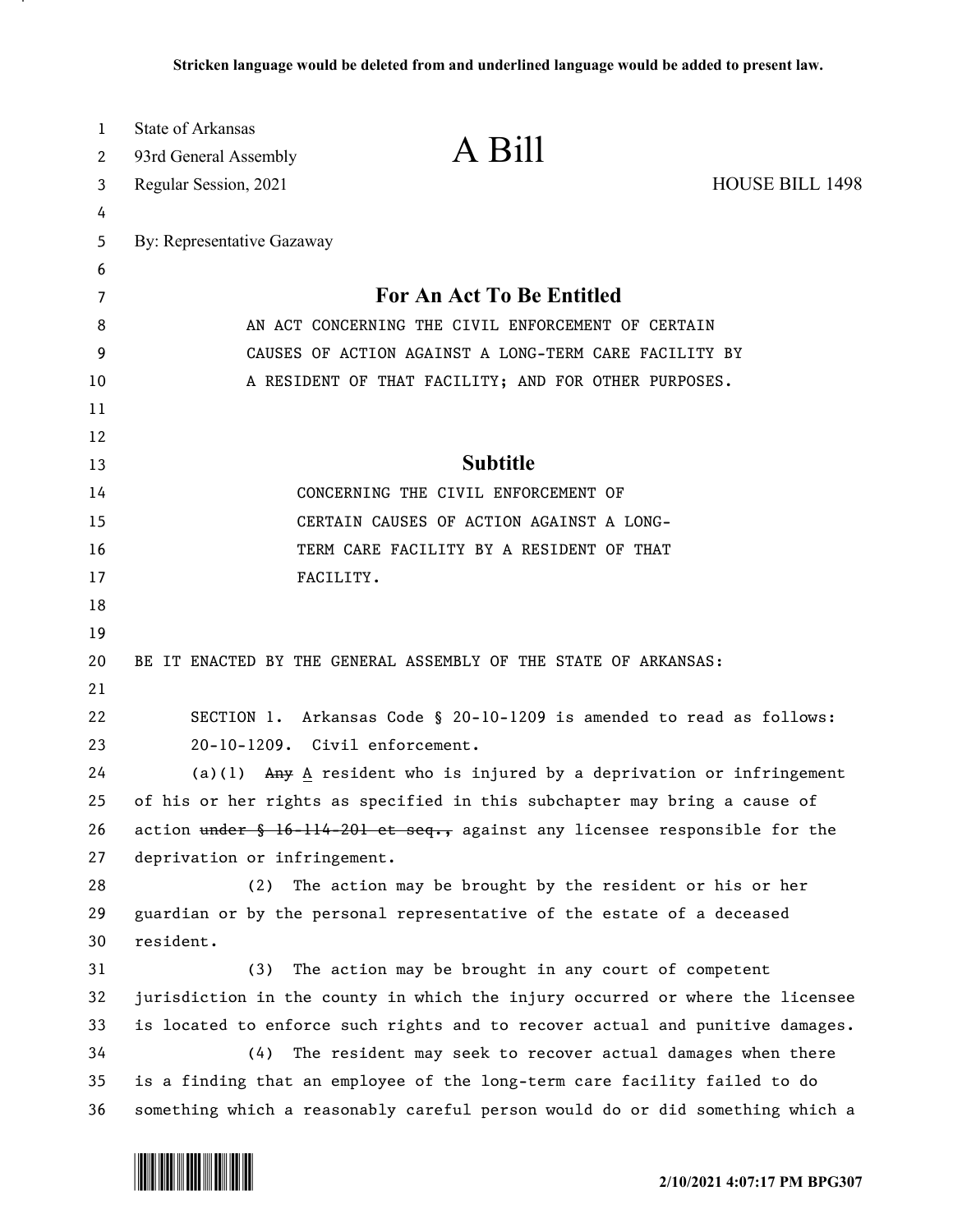Stricken language would be deleted from and underlined language would be added to present law.

State of Arkansas
93rd General Assembly
Regular Session, 2021

# A Bill

HOUSE BILL 1498

By: Representative Gazaway

## For An Act To Be Entitled

AN ACT CONCERNING THE CIVIL ENFORCEMENT OF CERTAIN CAUSES OF ACTION AGAINST A LONG-TERM CARE FACILITY BY A RESIDENT OF THAT FACILITY; AND FOR OTHER PURPOSES.

## Subtitle

CONCERNING THE CIVIL ENFORCEMENT OF CERTAIN CAUSES OF ACTION AGAINST A LONG-TERM CARE FACILITY BY A RESIDENT OF THAT FACILITY.

BE IT ENACTED BY THE GENERAL ASSEMBLY OF THE STATE OF ARKANSAS:

SECTION 1. Arkansas Code § 20-10-1209 is amended to read as follows:

20-10-1209. Civil enforcement.

(a)(1) ~~Any~~ <u>A</u> resident who is injured by a deprivation or infringement of his or her rights as specified in this subchapter may bring a cause of action ~~under § 16-114-201 et seq.,~~ against any licensee responsible for the deprivation or infringement.

(2) The action may be brought by the resident or his or her guardian or by the personal representative of the estate of a deceased resident.

(3) The action may be brought in any court of competent jurisdiction in the county in which the injury occurred or where the licensee is located to enforce such rights and to recover actual and punitive damages.

(4) The resident may seek to recover actual damages when there is a finding that an employee of the long-term care facility failed to do something which a reasonably careful person would do or did something which a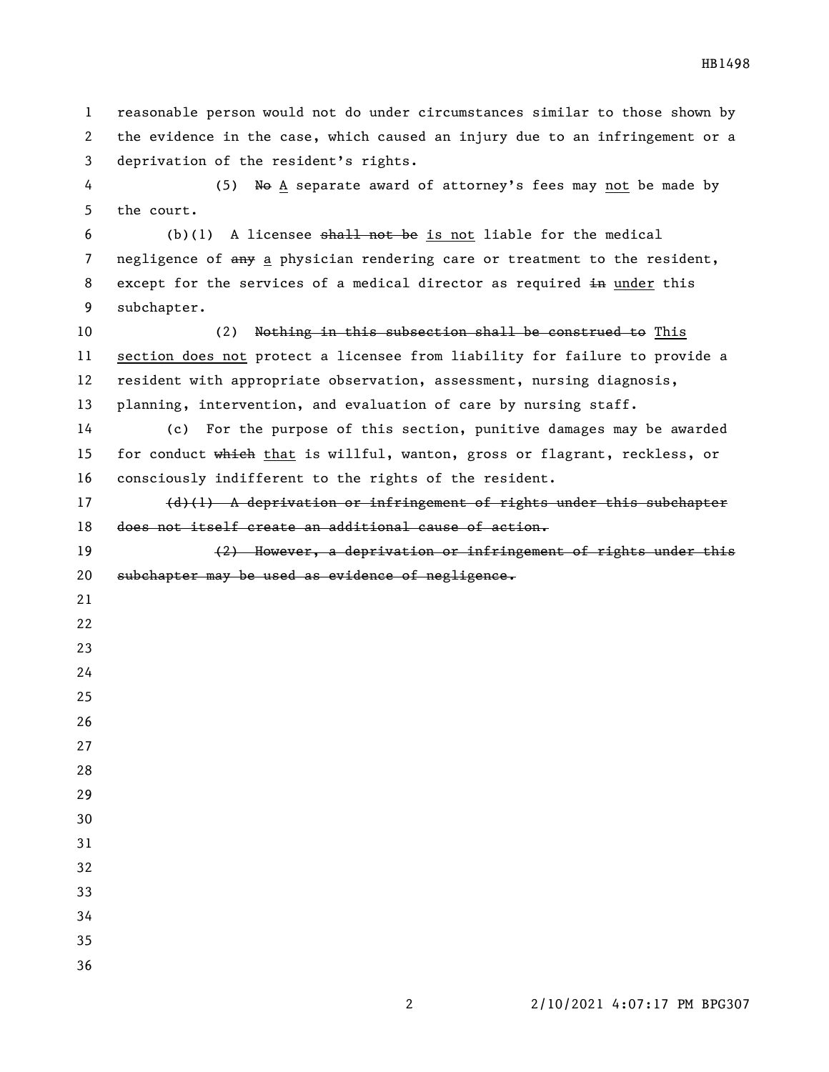reasonable person would not do under circumstances similar to those shown by the evidence in the case, which caused an injury due to an infringement or a deprivation of the resident's rights.

(5) ~~No~~ A separate award of attorney's fees may not be made by the court.

(b)(1) A licensee ~~shall not be~~ is not liable for the medical negligence of ~~any~~ a physician rendering care or treatment to the resident, except for the services of a medical director as required ~~in~~ under this subchapter.

(2) ~~Nothing in this subsection shall be construed to~~ This section does not protect a licensee from liability for failure to provide a resident with appropriate observation, assessment, nursing diagnosis, planning, intervention, and evaluation of care by nursing staff.

(c) For the purpose of this section, punitive damages may be awarded for conduct ~~which~~ that is willful, wanton, gross or flagrant, reckless, or consciously indifferent to the rights of the resident.

~~(d)(1) A deprivation or infringement of rights under this subchapter does not itself create an additional cause of action.~~

~~(2) However, a deprivation or infringement of rights under this subchapter may be used as evidence of negligence.~~